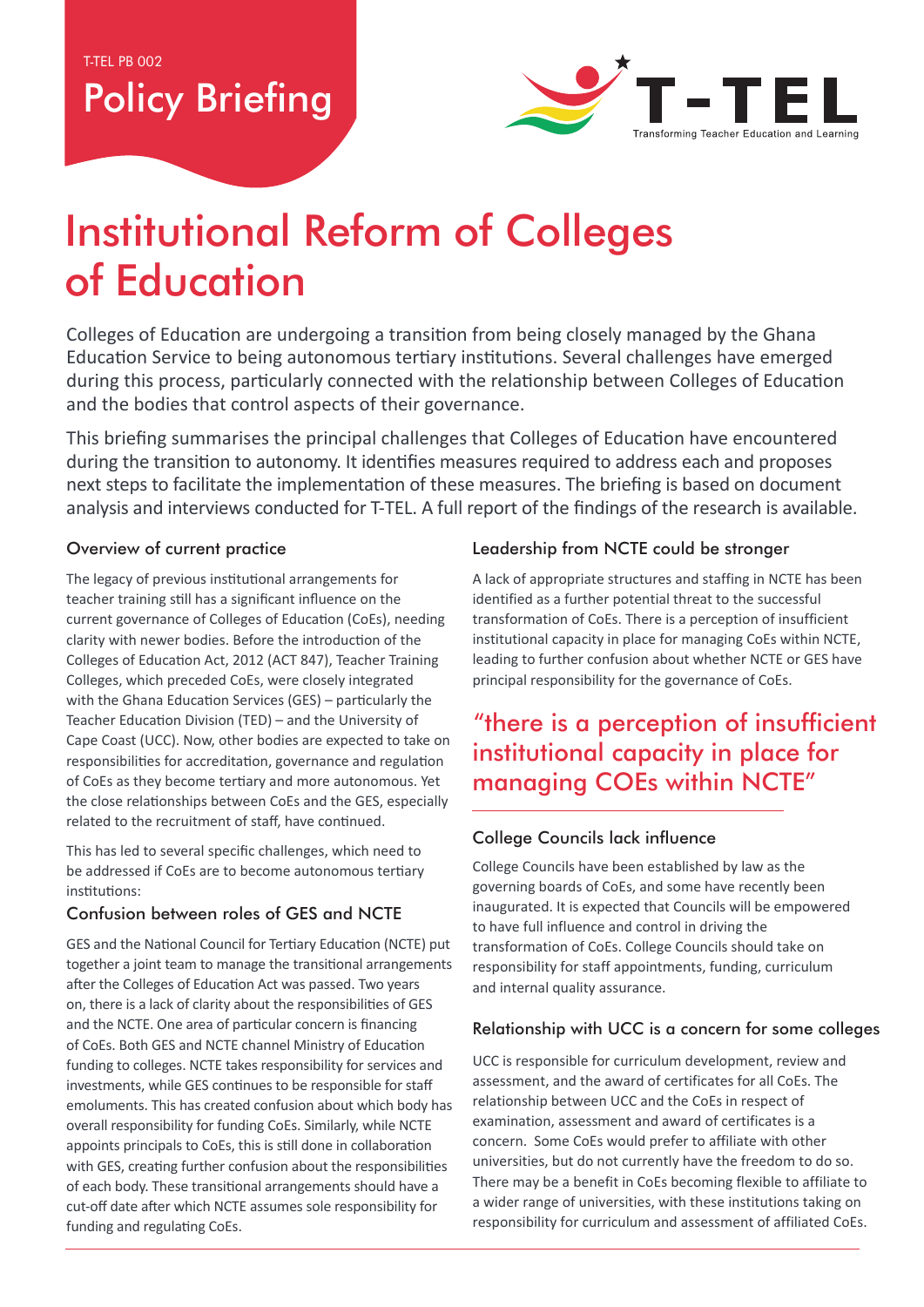T-TEL PB 002

Policy Briefing

T-TEL
Transforming Teacher Education and Learning

# Institutional Reform of Colleges of Education

Colleges of Education are undergoing a transition from being closely managed by the Ghana Education Service to being autonomous tertiary institutions. Several challenges have emerged during this process, particularly connected with the relationship between Colleges of Education and the bodies that control aspects of their governance.

This briefing summarises the principal challenges that Colleges of Education have encountered during the transition to autonomy. It identifies measures required to address each and proposes next steps to facilitate the implementation of these measures. The briefing is based on document analysis and interviews conducted for T-TEL. A full report of the findings of the research is available.

## Overview of current practice

The legacy of previous institutional arrangements for teacher training still has a significant influence on the current governance of Colleges of Education (CoEs), needing clarity with newer bodies. Before the introduction of the Colleges of Education Act, 2012 (ACT 847), Teacher Training Colleges, which preceded CoEs, were closely integrated with the Ghana Education Services (GES) – particularly the Teacher Education Division (TED) – and the University of Cape Coast (UCC). Now, other bodies are expected to take on responsibilities for accreditation, governance and regulation of CoEs as they become tertiary and more autonomous. Yet the close relationships between CoEs and the GES, especially related to the recruitment of staff, have continued.

This has led to several specific challenges, which need to be addressed if CoEs are to become autonomous tertiary institutions:

## Confusion between roles of GES and NCTE

GES and the National Council for Tertiary Education (NCTE) put together a joint team to manage the transitional arrangements after the Colleges of Education Act was passed. Two years on, there is a lack of clarity about the responsibilities of GES and the NCTE. One area of particular concern is financing of CoEs. Both GES and NCTE channel Ministry of Education funding to colleges. NCTE takes responsibility for services and investments, while GES continues to be responsible for staff emoluments. This has created confusion about which body has overall responsibility for funding CoEs. Similarly, while NCTE appoints principals to CoEs, this is still done in collaboration with GES, creating further confusion about the responsibilities of each body. These transitional arrangements should have a cut-off date after which NCTE assumes sole responsibility for funding and regulating CoEs.

## Leadership from NCTE could be stronger

A lack of appropriate structures and staffing in NCTE has been identified as a further potential threat to the successful transformation of CoEs. There is a perception of insufficient institutional capacity in place for managing CoEs within NCTE, leading to further confusion about whether NCTE or GES have principal responsibility for the governance of CoEs.

> "there is a perception of insufficient institutional capacity in place for managing COEs within NCTE"

## College Councils lack influence

College Councils have been established by law as the governing boards of CoEs, and some have recently been inaugurated. It is expected that Councils will be empowered to have full influence and control in driving the transformation of CoEs. College Councils should take on responsibility for staff appointments, funding, curriculum and internal quality assurance.

## Relationship with UCC is a concern for some colleges

UCC is responsible for curriculum development, review and assessment, and the award of certificates for all CoEs. The relationship between UCC and the CoEs in respect of examination, assessment and award of certificates is a concern. Some CoEs would prefer to affiliate with other universities, but do not currently have the freedom to do so. There may be a benefit in CoEs becoming flexible to affiliate to a wider range of universities, with these institutions taking on responsibility for curriculum and assessment of affiliated CoEs.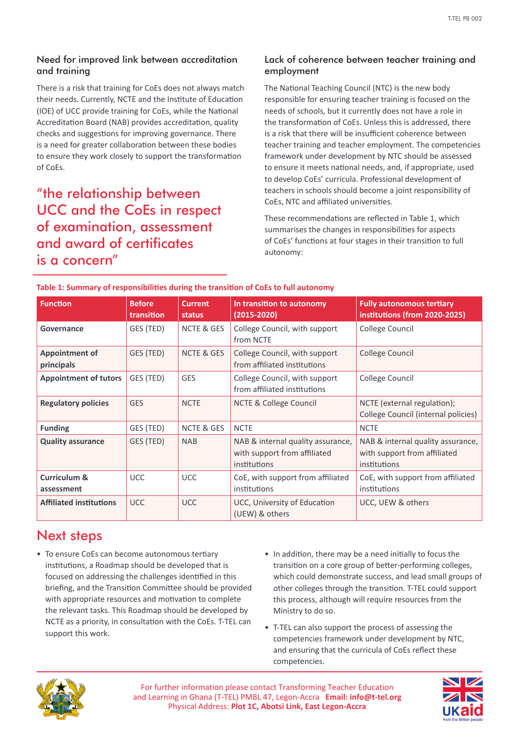### Need for improved link between accreditation and training

There is a risk that training for CoEs does not always match their needs. Currently, NCTE and the Institute of Education (IOE) of UCC provide training for CoEs, while the National Accreditation Board (NAB) provides accreditation, quality checks and suggestions for improving governance. There is a need for greater collaboration between these bodies to ensure they work closely to support the transformation of CoEs.

> "the relationship between UCC and the CoEs in respect of examination, assessment and award of certificates is a concern"

### Lack of coherence between teacher training and employment

The National Teaching Council (NTC) is the new body responsible for ensuring teacher training is focused on the needs of schools, but it currently does not have a role in the transformation of CoEs. Unless this is addressed, there is a risk that there will be insufficient coherence between teacher training and teacher employment. The competencies framework under development by NTC should be assessed to ensure it meets national needs, and, if appropriate, used to develop CoEs' curricula. Professional development of teachers in schools should become a joint responsibility of CoEs, NTC and affiliated universities.

These recommendations are reflected in Table 1, which summarises the changes in responsibilities for aspects of CoEs' functions at four stages in their transition to full autonomy:

**Table 1: Summary of responsibilities during the transition of CoEs to full autonomy**

| Function | Before transition | Current status | In transition to autonomy (2015-2020) | Fully autonomous tertiary institutions (from 2020-2025) |
|---|---|---|---|---|
| **Governance** | GES (TED) | NCTE & GES | College Council, with support from NCTE | College Council |
| **Appointment of principals** | GES (TED) | NCTE & GES | College Council, with support from affiliated institutions | College Council |
| **Appointment of tutors** | GES (TED) | GES | College Council, with support from affiliated institutions | College Council |
| **Regulatory policies** | GES | NCTE | NCTE & College Council | NCTE (external regulation); College Council (internal policies) |
| **Funding** | GES (TED) | NCTE & GES | NCTE | NCTE |
| **Quality assurance** | GES (TED) | NAB | NAB & internal quality assurance, with support from affiliated institutions | NAB & internal quality assurance, with support from affiliated institutions |
| **Curriculum & assessment** | UCC | UCC | CoE, with support from affiliated institutions | CoE, with support from affiliated institutions |
| **Affiliated institutions** | UCC | UCC | UCC, University of Education (UEW) & others | UCC, UEW & others |

## Next steps

- To ensure CoEs can become autonomous tertiary institutions, a Roadmap should be developed that is focused on addressing the challenges identified in this briefing, and the Transition Committee should be provided with appropriate resources and motivation to complete the relevant tasks. This Roadmap should be developed by NCTE as a priority, in consultation with the CoEs. T-TEL can support this work.
- In addition, there may be a need initially to focus the transition on a core group of better-performing colleges, which could demonstrate success, and lead small groups of other colleges through the transition. T-TEL could support this process, although will require resources from the Ministry to do so.
- T-TEL can also support the process of assessing the competencies framework under development by NTC, and ensuring that the curricula of CoEs reflect these competencies.

For further information please contact Transforming Teacher Education and Learning in Ghana (T-TEL) PMBL 47, Legon-Accra **Email: info@t-tel.org**
Physical Address: **Plot 1C, Abotsi Link, East Legon-Accra**